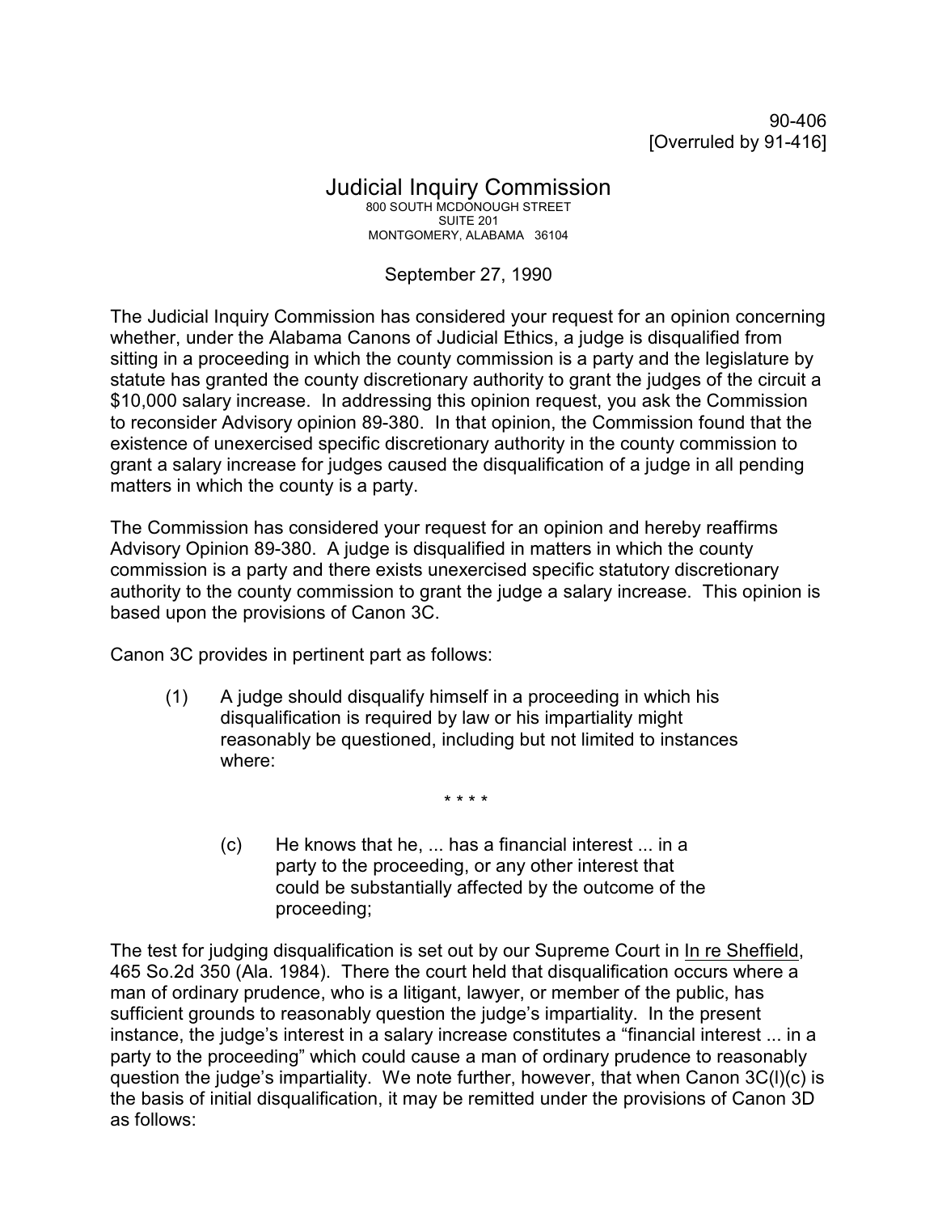90-406
[Overruled by 91-416]

# Judicial Inquiry Commission

800 SOUTH MCDONOUGH STREET
SUITE 201
MONTGOMERY, ALABAMA 36104

September 27, 1990

The Judicial Inquiry Commission has considered your request for an opinion concerning whether, under the Alabama Canons of Judicial Ethics, a judge is disqualified from sitting in a proceeding in which the county commission is a party and the legislature by statute has granted the county discretionary authority to grant the judges of the circuit a $10,000 salary increase. In addressing this opinion request, you ask the Commission to reconsider Advisory opinion 89-380. In that opinion, the Commission found that the existence of unexercised specific discretionary authority in the county commission to grant a salary increase for judges caused the disqualification of a judge in all pending matters in which the county is a party.

The Commission has considered your request for an opinion and hereby reaffirms Advisory Opinion 89-380. A judge is disqualified in matters in which the county commission is a party and there exists unexercised specific statutory discretionary authority to the county commission to grant the judge a salary increase. This opinion is based upon the provisions of Canon 3C.

Canon 3C provides in pertinent part as follows:

> (1) A judge should disqualify himself in a proceeding in which his disqualification is required by law or his impartiality might reasonably be questioned, including but not limited to instances where:
>
> \* \* \* \*
>
> (c) He knows that he, ... has a financial interest ... in a party to the proceeding, or any other interest that could be substantially affected by the outcome of the proceeding;

The test for judging disqualification is set out by our Supreme Court in <u>In re Sheffield</u>, 465 So.2d 350 (Ala. 1984). There the court held that disqualification occurs where a man of ordinary prudence, who is a litigant, lawyer, or member of the public, has sufficient grounds to reasonably question the judge's impartiality. In the present instance, the judge's interest in a salary increase constitutes a "financial interest ... in a party to the proceeding" which could cause a man of ordinary prudence to reasonably question the judge's impartiality. We note further, however, that when Canon 3C(l)(c) is the basis of initial disqualification, it may be remitted under the provisions of Canon 3D as follows: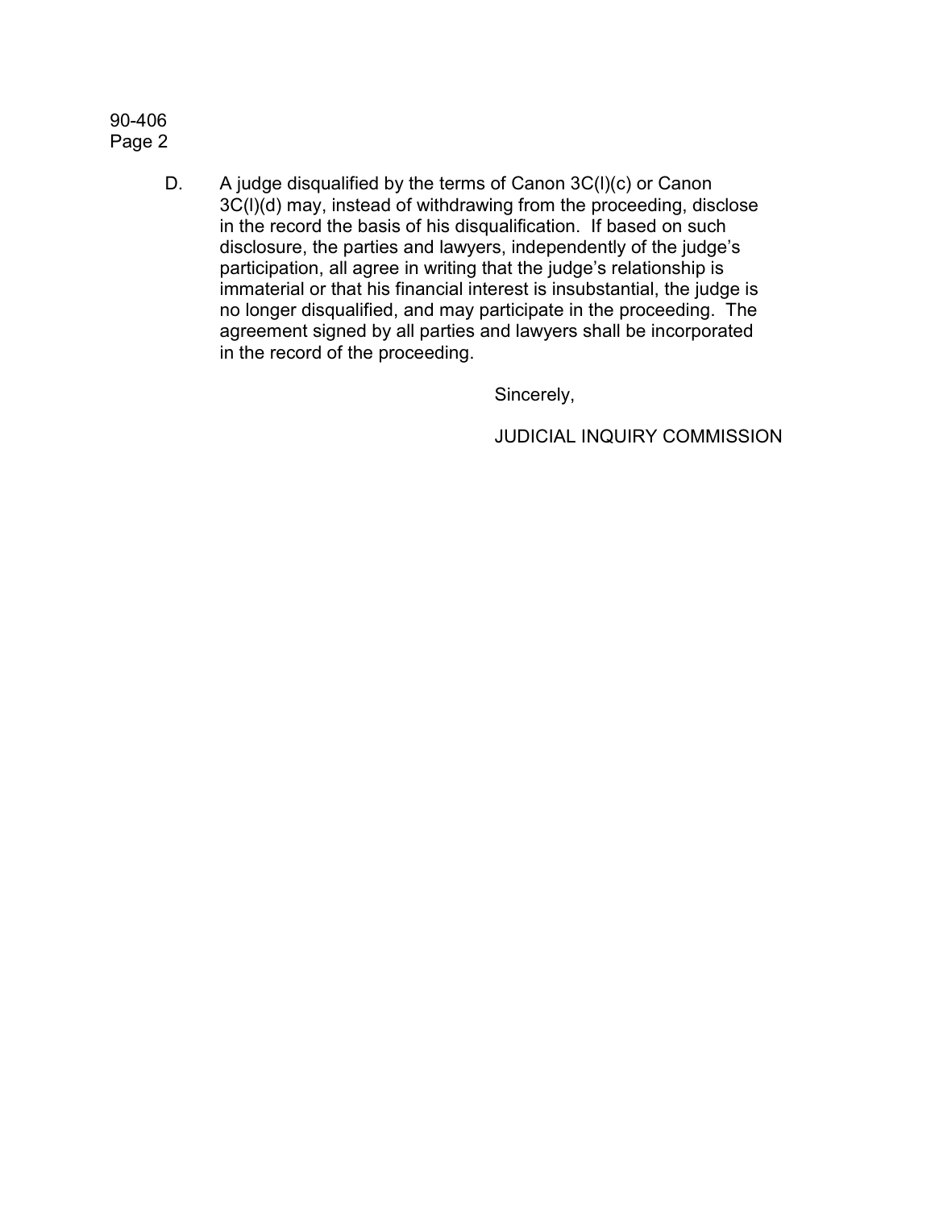D. A judge disqualified by the terms of Canon 3C(l)(c) or Canon 3C(l)(d) may, instead of withdrawing from the proceeding, disclose in the record the basis of his disqualification. If based on such disclosure, the parties and lawyers, independently of the judge's participation, all agree in writing that the judge's relationship is immaterial or that his financial interest is insubstantial, the judge is no longer disqualified, and may participate in the proceeding. The agreement signed by all parties and lawyers shall be incorporated in the record of the proceeding.

Sincerely,

JUDICIAL INQUIRY COMMISSION